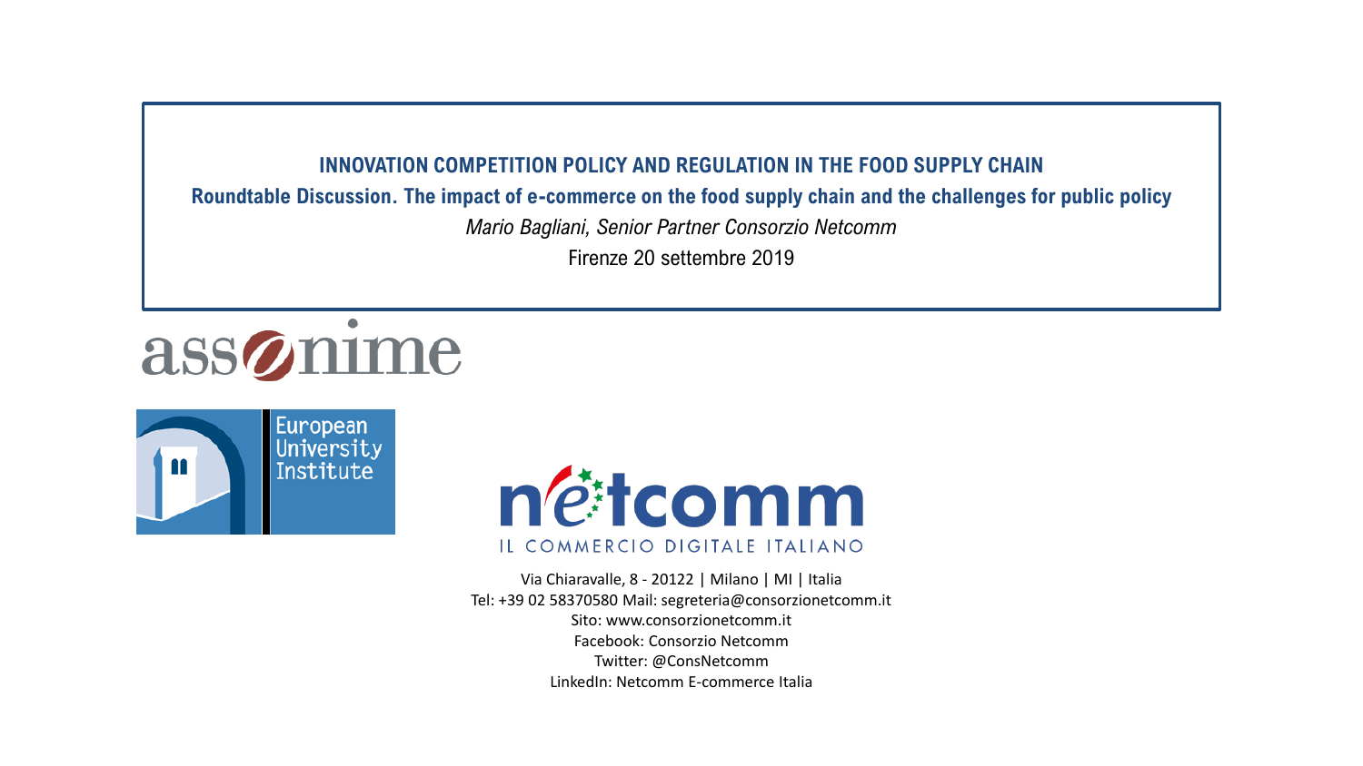# INNOVATION COMPETITION POLICY AND REGULATION IN THE FOOD SUPPLY CHAIN

## Roundtable Discussion. The impact of e-commerce on the food supply chain and the challenges for public policy

*Mario Bagliani, Senior Partner Consorzio Netcomm*

Firenze 20 settembre 2019

assonime

European University Institute

netcomm

IL COMMERCIO DIGITALE ITALIANO

Via Chiaravalle, 8 - 20122 | Milano | MI | Italia
Tel: +39 02 58370580 Mail: segreteria@consorzionetcomm.it
Sito: www.consorzionetcomm.it
Facebook: Consorzio Netcomm
Twitter: @ConsNetcomm
LinkedIn: Netcomm E-commerce Italia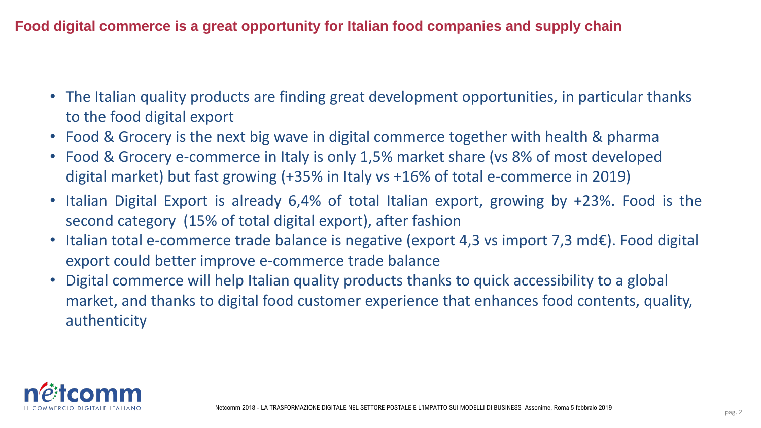## Food digital commerce is a great opportunity for Italian food companies and supply chain

- The Italian quality products are finding great development opportunities, in particular thanks to the food digital export
- Food & Grocery is the next big wave in digital commerce together with health & pharma
- Food & Grocery e-commerce in Italy is only 1,5% market share (vs 8% of most developed digital market) but fast growing (+35% in Italy vs +16% of total e-commerce in 2019)
- Italian Digital Export is already 6,4% of total Italian export, growing by +23%. Food is the second category (15% of total digital export), after fashion
- Italian total e-commerce trade balance is negative (export 4,3 vs import 7,3 md€). Food digital export could better improve e-commerce trade balance
- Digital commerce will help Italian quality products thanks to quick accessibility to a global market, and thanks to digital food customer experience that enhances food contents, quality, authenticity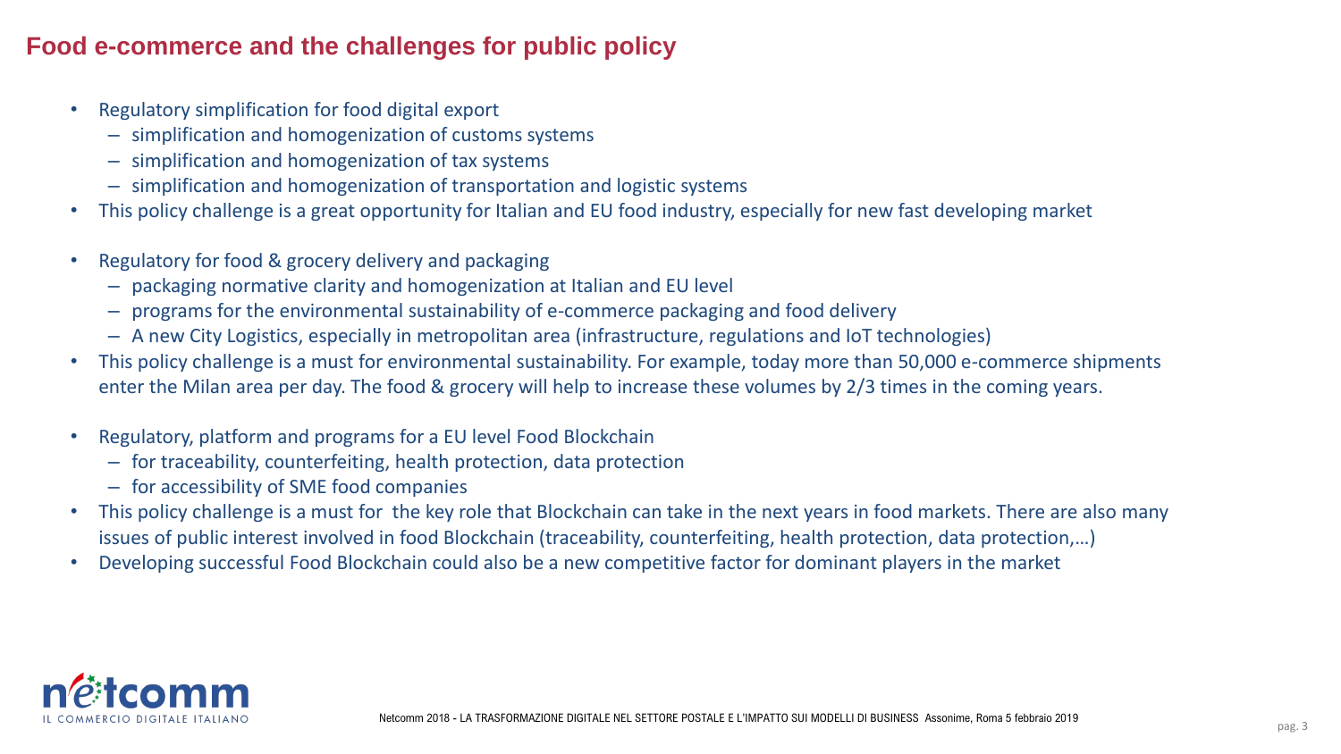## Food e-commerce and the challenges for public policy

- Regulatory simplification for food digital export
  - simplification and homogenization of customs systems
  - simplification and homogenization of tax systems
  - simplification and homogenization of transportation and logistic systems
- This policy challenge is a great opportunity for Italian and EU food industry, especially for new fast developing market

- Regulatory for food & grocery delivery and packaging
  - packaging normative clarity and homogenization at Italian and EU level
  - programs for the environmental sustainability of e-commerce packaging and food delivery
  - A new City Logistics, especially in metropolitan area (infrastructure, regulations and IoT technologies)
- This policy challenge is a must for environmental sustainability. For example, today more than 50,000 e-commerce shipments enter the Milan area per day. The food & grocery will help to increase these volumes by 2/3 times in the coming years.

- Regulatory, platform and programs for a EU level Food Blockchain
  - for traceability, counterfeiting, health protection, data protection
  - for accessibility of SME food companies
- This policy challenge is a must for the key role that Blockchain can take in the next years in food markets. There are also many issues of public interest involved in food Blockchain (traceability, counterfeiting, health protection, data protection,…)
- Developing successful Food Blockchain could also be a new competitive factor for dominant players in the market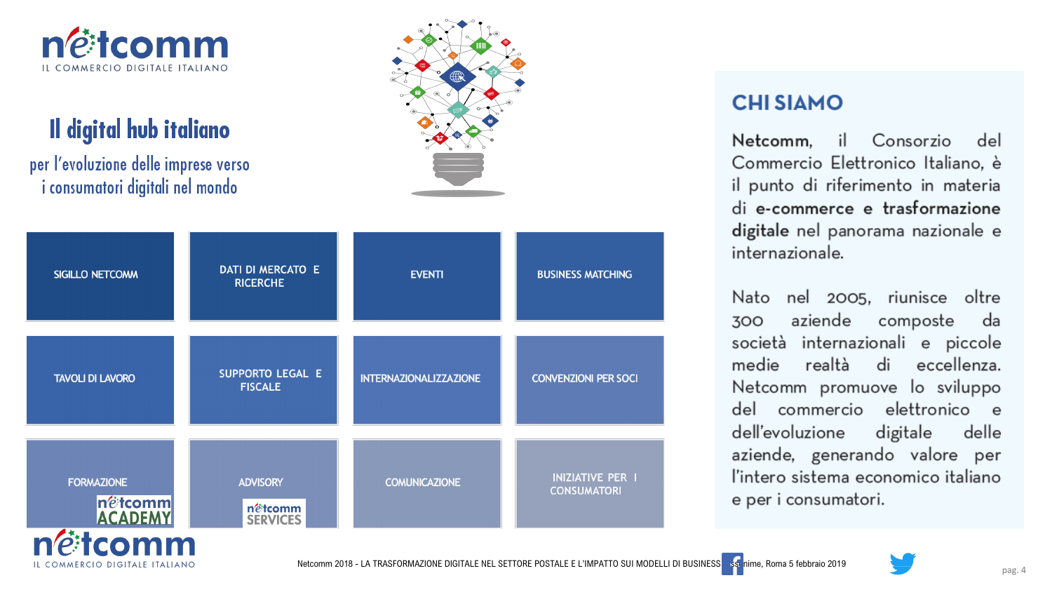# Il digital hub italiano

per l'evoluzione delle imprese verso i consumatori digitali nel mondo

| | | | |
|---|---|---|---|
| SIGILLO NETCOMM | DATI DI MERCATO E RICERCHE | EVENTI | BUSINESS MATCHING |
| TAVOLI DI LAVORO | SUPPORTO LEGAL E FISCALE | INTERNAZIONALIZZAZIONE | CONVENZIONI PER SOCI |
| FORMAZIONE (netcomm ACADEMY) | ADVISORY (netcomm SERVICES) | COMUNICAZIONE | INIZIATIVE PER I CONSUMATORI |

## CHI SIAMO

**Netcomm**, il Consorzio del Commercio Elettronico Italiano, è il punto di riferimento in materia di **e-commerce e trasformazione digitale** nel panorama nazionale e internazionale.

Nato nel 2005, riunisce oltre 300 aziende composte da società internazionali e piccole medie realtà di eccellenza. Netcomm promuove lo sviluppo del commercio elettronico e dell'evoluzione digitale delle aziende, generando valore per l'intero sistema economico italiano e per i consumatori.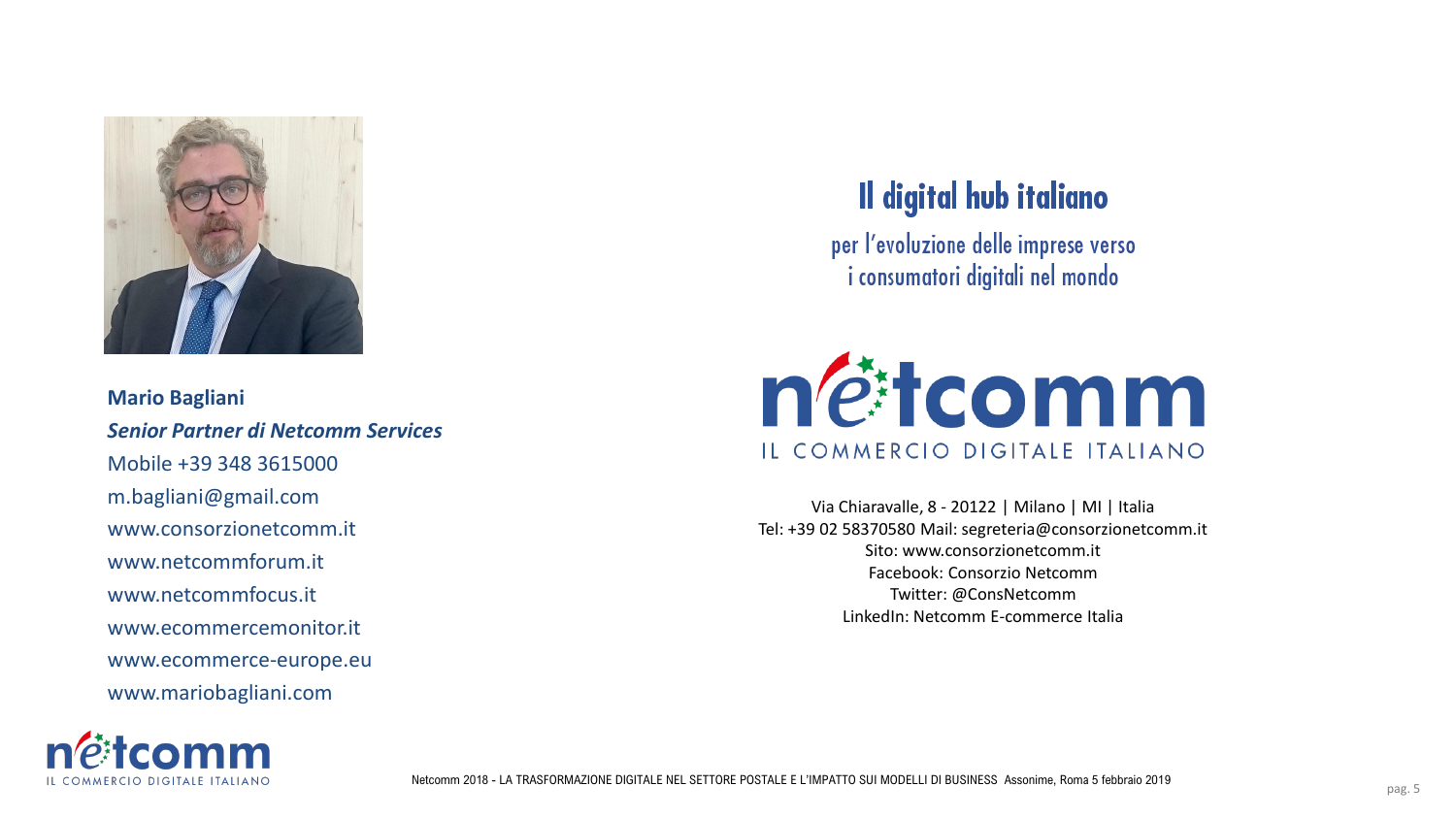**Mario Bagliani**

***Senior Partner di Netcomm Services***

Mobile +39 348 3615000

m.bagliani@gmail.com

www.consorzionetcomm.it

www.netcommforum.it

www.netcommfocus.it

www.ecommercemonitor.it

www.ecommerce-europe.eu

www.mariobagliani.com

## Il digital hub italiano

per l'evoluzione delle imprese verso
i consumatori digitali nel mondo

netcomm
IL COMMERCIO DIGITALE ITALIANO

Via Chiaravalle, 8 - 20122 | Milano | MI | Italia
Tel: +39 02 58370580 Mail: segreteria@consorzionetcomm.it
Sito: www.consorzionetcomm.it
Facebook: Consorzio Netcomm
Twitter: @ConsNetcomm
LinkedIn: Netcomm E-commerce Italia